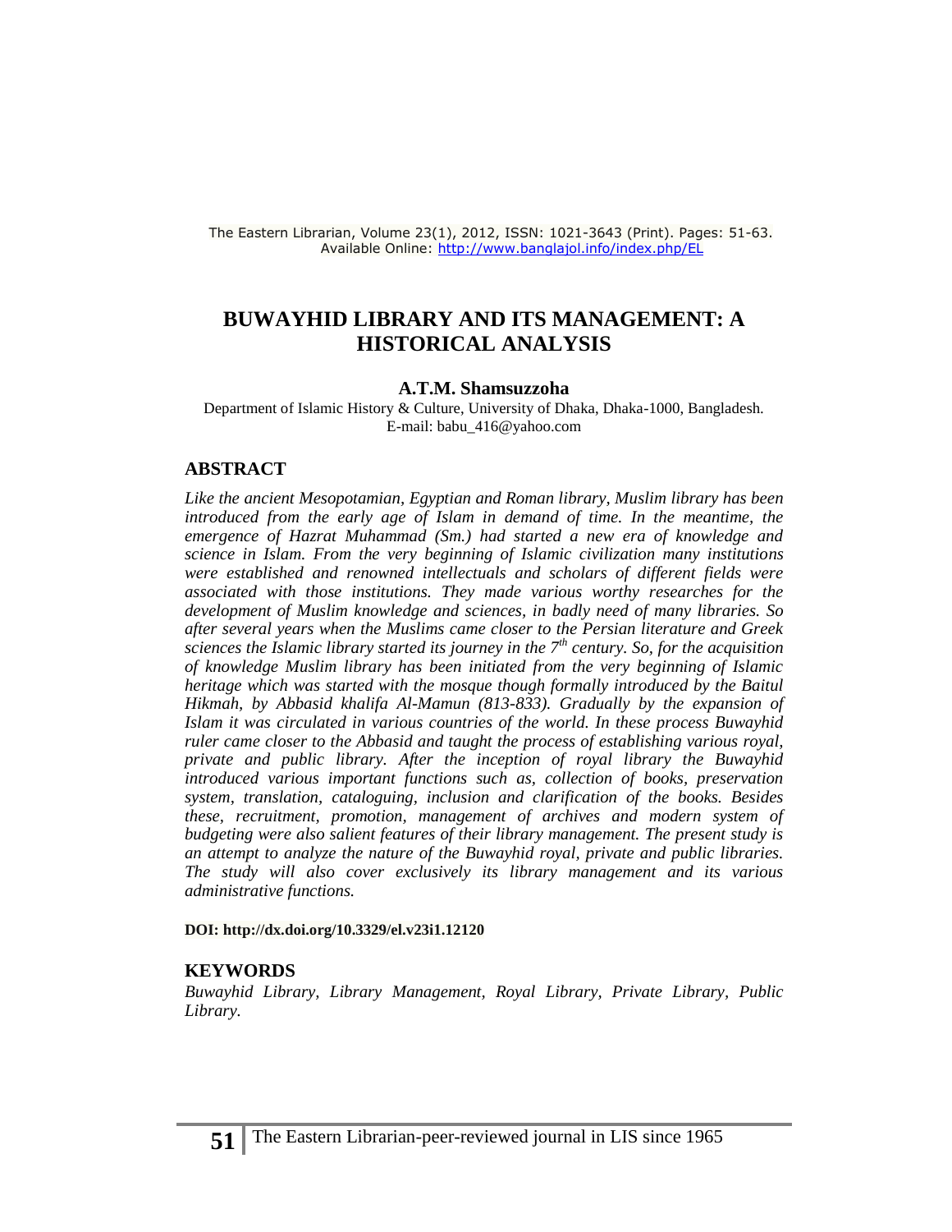The Eastern Librarian, Volume 23(1), 2012, ISSN: 1021-3643 (Print). Pages: 51-63.
Available Online: http://www.banglajol.info/index.php/EL

# BUWAYHID LIBRARY AND ITS MANAGEMENT: A HISTORICAL ANALYSIS

**A.T.M. Shamsuzzoha**

Department of Islamic History & Culture, University of Dhaka, Dhaka-1000, Bangladesh.
E-mail: babu_416@yahoo.com

## ABSTRACT

*Like the ancient Mesopotamian, Egyptian and Roman library, Muslim library has been introduced from the early age of Islam in demand of time. In the meantime, the emergence of Hazrat Muhammad (Sm.) had started a new era of knowledge and science in Islam. From the very beginning of Islamic civilization many institutions were established and renowned intellectuals and scholars of different fields were associated with those institutions. They made various worthy researches for the development of Muslim knowledge and sciences, in badly need of many libraries. So after several years when the Muslims came closer to the Persian literature and Greek sciences the Islamic library started its journey in the 7th century. So, for the acquisition of knowledge Muslim library has been initiated from the very beginning of Islamic heritage which was started with the mosque though formally introduced by the Baitul Hikmah, by Abbasid khalifa Al-Mamun (813-833). Gradually by the expansion of Islam it was circulated in various countries of the world. In these process Buwayhid ruler came closer to the Abbasid and taught the process of establishing various royal, private and public library. After the inception of royal library the Buwayhid introduced various important functions such as, collection of books, preservation system, translation, cataloguing, inclusion and clarification of the books. Besides these, recruitment, promotion, management of archives and modern system of budgeting were also salient features of their library management. The present study is an attempt to analyze the nature of the Buwayhid royal, private and public libraries. The study will also cover exclusively its library management and its various administrative functions.*

**DOI: http://dx.doi.org/10.3329/el.v23i1.12120**

## KEYWORDS

*Buwayhid Library, Library Management, Royal Library, Private Library, Public Library.*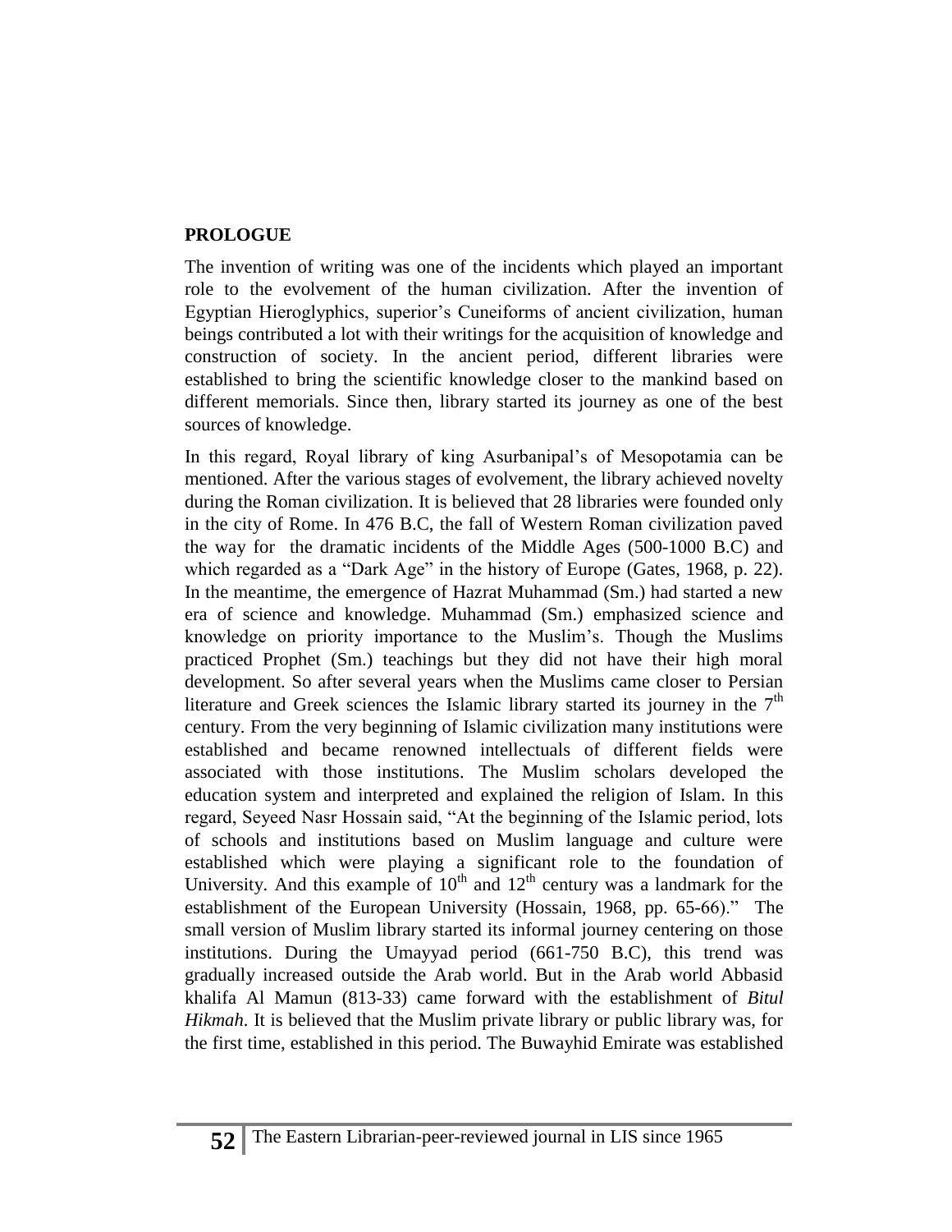## PROLOGUE

The invention of writing was one of the incidents which played an important role to the evolvement of the human civilization. After the invention of Egyptian Hieroglyphics, superior's Cuneiforms of ancient civilization, human beings contributed a lot with their writings for the acquisition of knowledge and construction of society. In the ancient period, different libraries were established to bring the scientific knowledge closer to the mankind based on different memorials. Since then, library started its journey as one of the best sources of knowledge.

In this regard, Royal library of king Asurbanipal's of Mesopotamia can be mentioned. After the various stages of evolvement, the library achieved novelty during the Roman civilization. It is believed that 28 libraries were founded only in the city of Rome. In 476 B.C, the fall of Western Roman civilization paved the way for the dramatic incidents of the Middle Ages (500-1000 B.C) and which regarded as a "Dark Age" in the history of Europe (Gates, 1968, p. 22). In the meantime, the emergence of Hazrat Muhammad (Sm.) had started a new era of science and knowledge. Muhammad (Sm.) emphasized science and knowledge on priority importance to the Muslim's. Though the Muslims practiced Prophet (Sm.) teachings but they did not have their high moral development. So after several years when the Muslims came closer to Persian literature and Greek sciences the Islamic library started its journey in the 7th century. From the very beginning of Islamic civilization many institutions were established and became renowned intellectuals of different fields were associated with those institutions. The Muslim scholars developed the education system and interpreted and explained the religion of Islam. In this regard, Seyeed Nasr Hossain said, "At the beginning of the Islamic period, lots of schools and institutions based on Muslim language and culture were established which were playing a significant role to the foundation of University. And this example of 10th and 12th century was a landmark for the establishment of the European University (Hossain, 1968, pp. 65-66)." The small version of Muslim library started its informal journey centering on those institutions. During the Umayyad period (661-750 B.C), this trend was gradually increased outside the Arab world. But in the Arab world Abbasid khalifa Al Mamun (813-33) came forward with the establishment of *Bitul Hikmah*. It is believed that the Muslim private library or public library was, for the first time, established in this period. The Buwayhid Emirate was established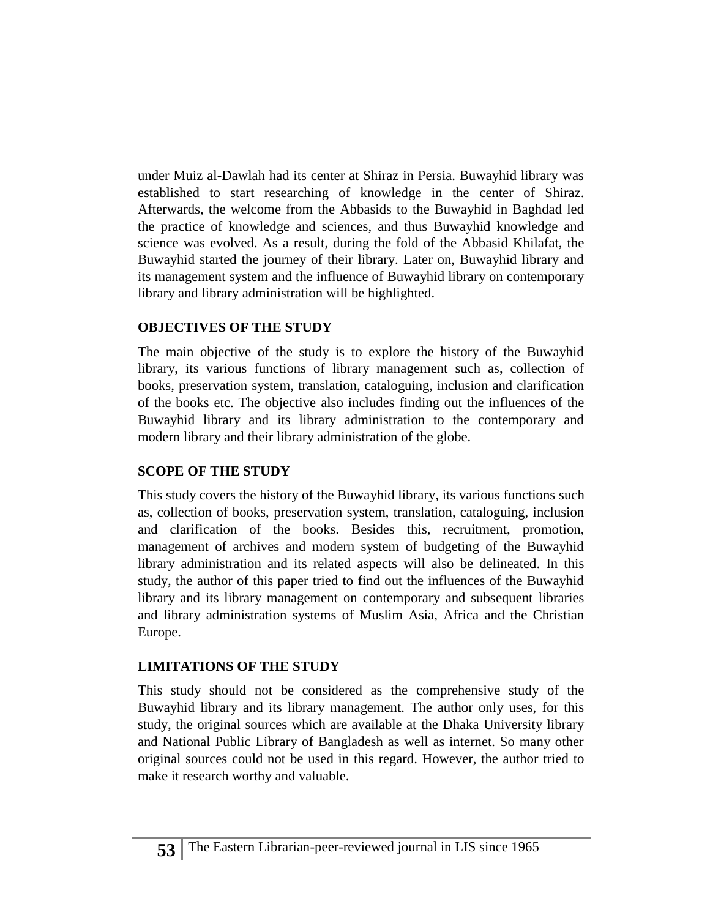under Muiz al-Dawlah had its center at Shiraz in Persia. Buwayhid library was established to start researching of knowledge in the center of Shiraz. Afterwards, the welcome from the Abbasids to the Buwayhid in Baghdad led the practice of knowledge and sciences, and thus Buwayhid knowledge and science was evolved. As a result, during the fold of the Abbasid Khilafat, the Buwayhid started the journey of their library. Later on, Buwayhid library and its management system and the influence of Buwayhid library on contemporary library and library administration will be highlighted.

## OBJECTIVES OF THE STUDY

The main objective of the study is to explore the history of the Buwayhid library, its various functions of library management such as, collection of books, preservation system, translation, cataloguing, inclusion and clarification of the books etc. The objective also includes finding out the influences of the Buwayhid library and its library administration to the contemporary and modern library and their library administration of the globe.

## SCOPE OF THE STUDY

This study covers the history of the Buwayhid library, its various functions such as, collection of books, preservation system, translation, cataloguing, inclusion and clarification of the books. Besides this, recruitment, promotion, management of archives and modern system of budgeting of the Buwayhid library administration and its related aspects will also be delineated. In this study, the author of this paper tried to find out the influences of the Buwayhid library and its library management on contemporary and subsequent libraries and library administration systems of Muslim Asia, Africa and the Christian Europe.

## LIMITATIONS OF THE STUDY

This study should not be considered as the comprehensive study of the Buwayhid library and its library management. The author only uses, for this study, the original sources which are available at the Dhaka University library and National Public Library of Bangladesh as well as internet. So many other original sources could not be used in this regard. However, the author tried to make it research worthy and valuable.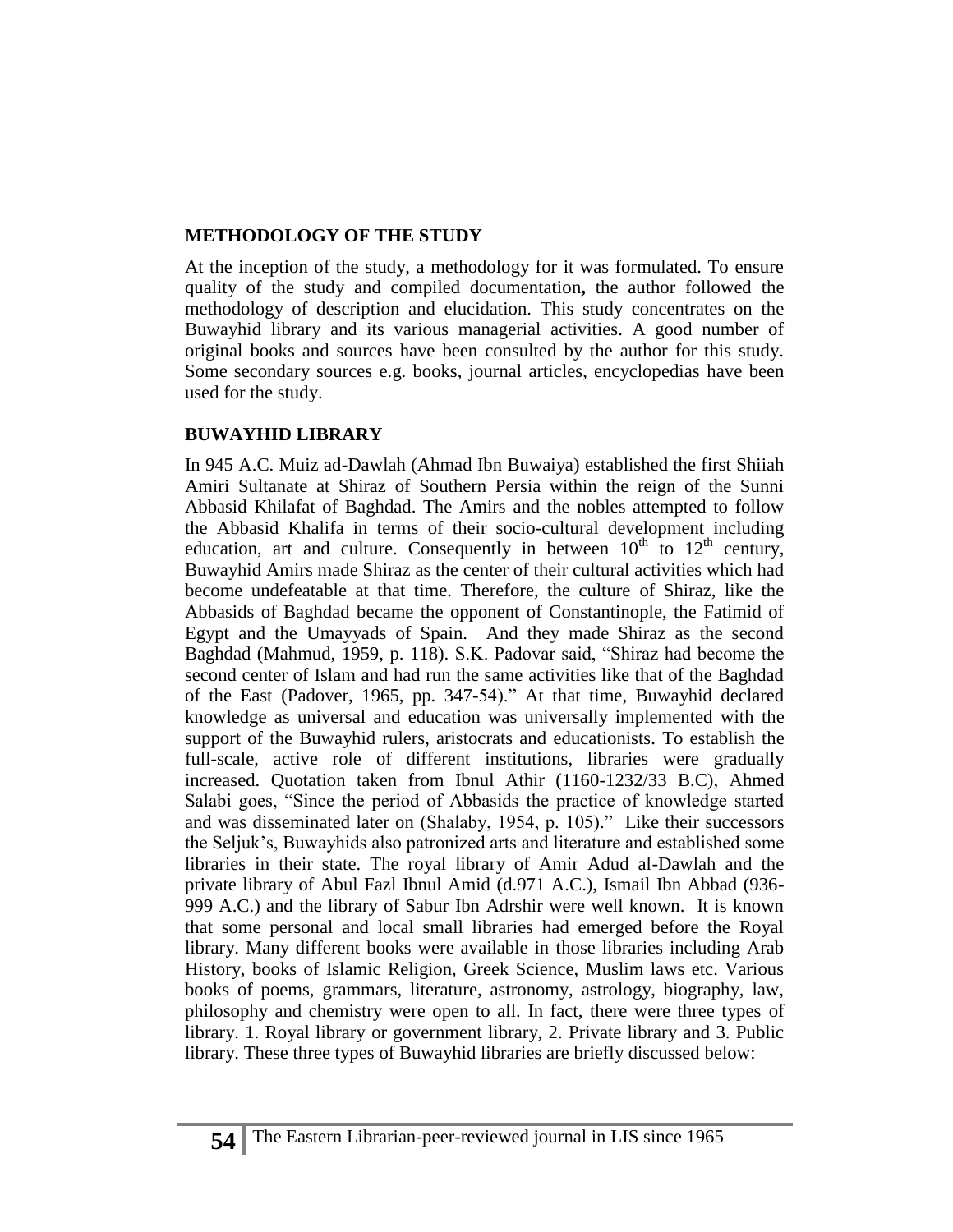## METHODOLOGY OF THE STUDY

At the inception of the study, a methodology for it was formulated. To ensure quality of the study and compiled documentation**,** the author followed the methodology of description and elucidation. This study concentrates on the Buwayhid library and its various managerial activities. A good number of original books and sources have been consulted by the author for this study. Some secondary sources e.g. books, journal articles, encyclopedias have been used for the study.

## BUWAYHID LIBRARY

In 945 A.C. Muiz ad-Dawlah (Ahmad Ibn Buwaiya) established the first Shiiah Amiri Sultanate at Shiraz of Southern Persia within the reign of the Sunni Abbasid Khilafat of Baghdad. The Amirs and the nobles attempted to follow the Abbasid Khalifa in terms of their socio-cultural development including education, art and culture. Consequently in between 10th to 12th century, Buwayhid Amirs made Shiraz as the center of their cultural activities which had become undefeatable at that time. Therefore, the culture of Shiraz, like the Abbasids of Baghdad became the opponent of Constantinople, the Fatimid of Egypt and the Umayyads of Spain. And they made Shiraz as the second Baghdad (Mahmud, 1959, p. 118). S.K. Padovar said, "Shiraz had become the second center of Islam and had run the same activities like that of the Baghdad of the East (Padover, 1965, pp. 347-54)." At that time, Buwayhid declared knowledge as universal and education was universally implemented with the support of the Buwayhid rulers, aristocrats and educationists. To establish the full-scale, active role of different institutions, libraries were gradually increased. Quotation taken from Ibnul Athir (1160-1232/33 B.C), Ahmed Salabi goes, "Since the period of Abbasids the practice of knowledge started and was disseminated later on (Shalaby, 1954, p. 105)." Like their successors the Seljuk's, Buwayhids also patronized arts and literature and established some libraries in their state. The royal library of Amir Adud al-Dawlah and the private library of Abul Fazl Ibnul Amid (d.971 A.C.), Ismail Ibn Abbad (936-999 A.C.) and the library of Sabur Ibn Adrshir were well known. It is known that some personal and local small libraries had emerged before the Royal library. Many different books were available in those libraries including Arab History, books of Islamic Religion, Greek Science, Muslim laws etc. Various books of poems, grammars, literature, astronomy, astrology, biography, law, philosophy and chemistry were open to all. In fact, there were three types of library. 1. Royal library or government library, 2. Private library and 3. Public library. These three types of Buwayhid libraries are briefly discussed below: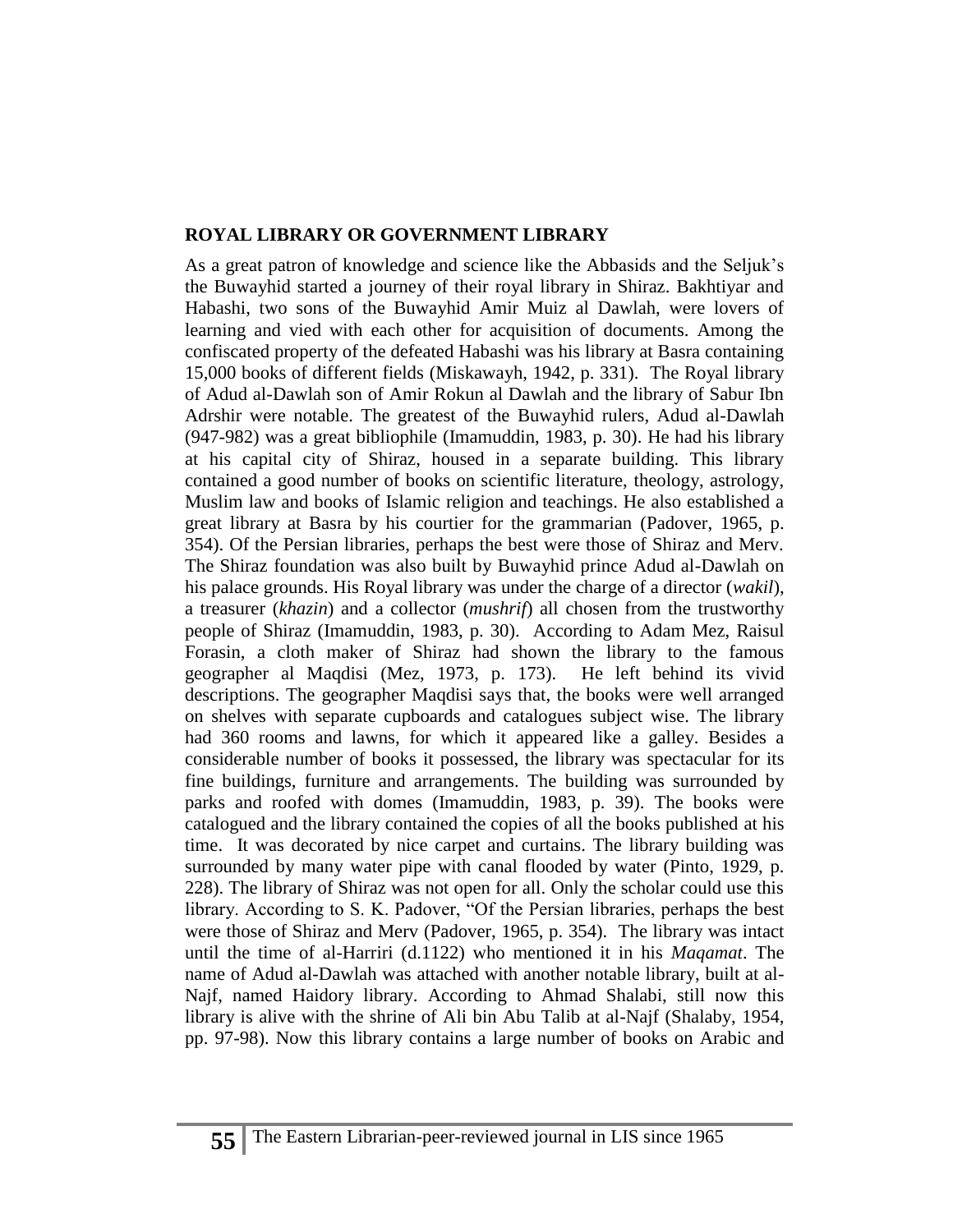## ROYAL LIBRARY OR GOVERNMENT LIBRARY

As a great patron of knowledge and science like the Abbasids and the Seljuk's the Buwayhid started a journey of their royal library in Shiraz. Bakhtiyar and Habashi, two sons of the Buwayhid Amir Muiz al Dawlah, were lovers of learning and vied with each other for acquisition of documents. Among the confiscated property of the defeated Habashi was his library at Basra containing 15,000 books of different fields (Miskawayh, 1942, p. 331). The Royal library of Adud al-Dawlah son of Amir Rokun al Dawlah and the library of Sabur Ibn Adrshir were notable. The greatest of the Buwayhid rulers, Adud al-Dawlah (947-982) was a great bibliophile (Imamuddin, 1983, p. 30). He had his library at his capital city of Shiraz, housed in a separate building. This library contained a good number of books on scientific literature, theology, astrology, Muslim law and books of Islamic religion and teachings. He also established a great library at Basra by his courtier for the grammarian (Padover, 1965, p. 354). Of the Persian libraries, perhaps the best were those of Shiraz and Merv. The Shiraz foundation was also built by Buwayhid prince Adud al-Dawlah on his palace grounds. His Royal library was under the charge of a director (*wakil*), a treasurer (*khazin*) and a collector (*mushrif*) all chosen from the trustworthy people of Shiraz (Imamuddin, 1983, p. 30). According to Adam Mez, Raisul Forasin, a cloth maker of Shiraz had shown the library to the famous geographer al Maqdisi (Mez, 1973, p. 173). He left behind its vivid descriptions. The geographer Maqdisi says that, the books were well arranged on shelves with separate cupboards and catalogues subject wise. The library had 360 rooms and lawns, for which it appeared like a galley. Besides a considerable number of books it possessed, the library was spectacular for its fine buildings, furniture and arrangements. The building was surrounded by parks and roofed with domes (Imamuddin, 1983, p. 39). The books were catalogued and the library contained the copies of all the books published at his time. It was decorated by nice carpet and curtains. The library building was surrounded by many water pipe with canal flooded by water (Pinto, 1929, p. 228). The library of Shiraz was not open for all. Only the scholar could use this library. According to S. K. Padover, "Of the Persian libraries, perhaps the best were those of Shiraz and Merv (Padover, 1965, p. 354). The library was intact until the time of al-Harriri (d.1122) who mentioned it in his *Maqamat*. The name of Adud al-Dawlah was attached with another notable library, built at al-Najf, named Haidory library. According to Ahmad Shalabi, still now this library is alive with the shrine of Ali bin Abu Talib at al-Najf (Shalaby, 1954, pp. 97-98). Now this library contains a large number of books on Arabic and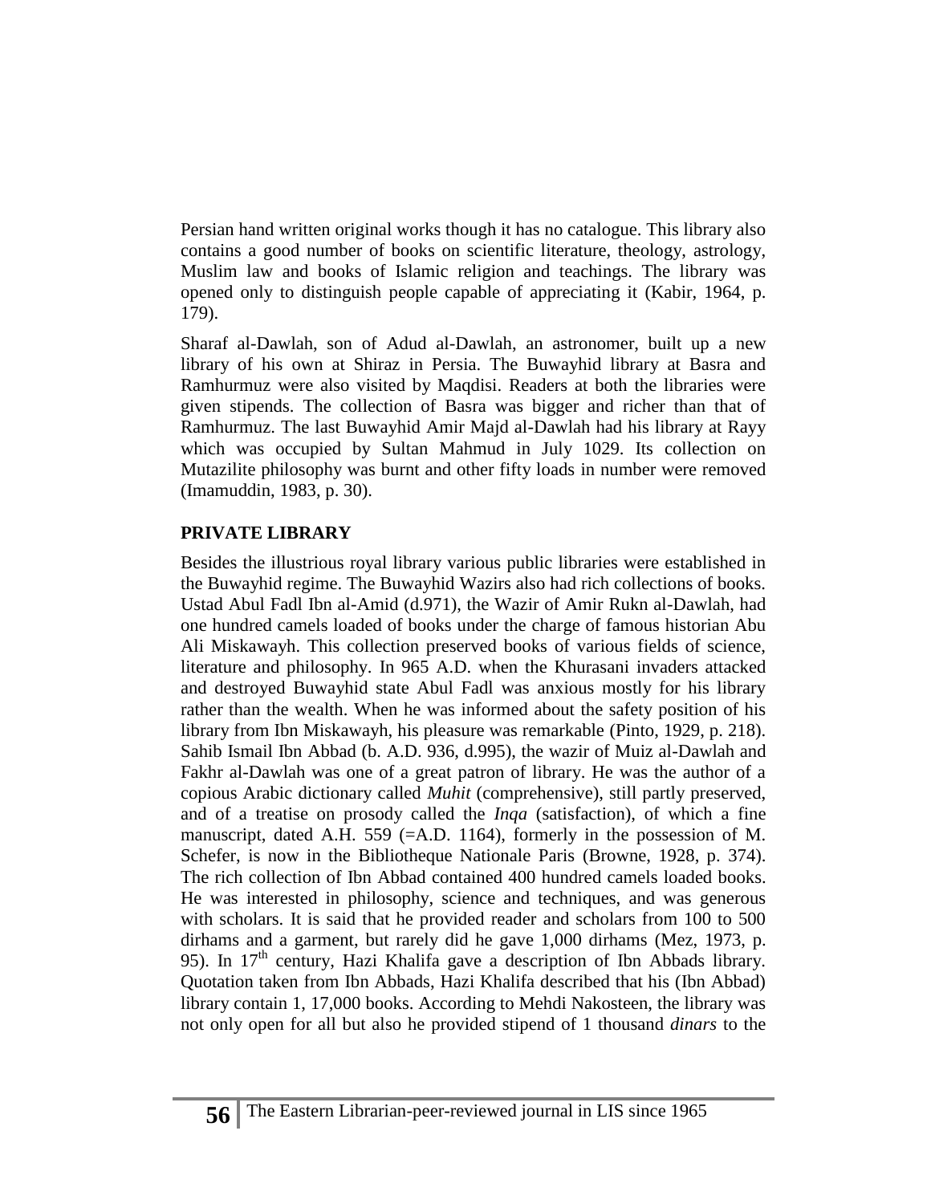Persian hand written original works though it has no catalogue. This library also contains a good number of books on scientific literature, theology, astrology, Muslim law and books of Islamic religion and teachings. The library was opened only to distinguish people capable of appreciating it (Kabir, 1964, p. 179).

Sharaf al-Dawlah, son of Adud al-Dawlah, an astronomer, built up a new library of his own at Shiraz in Persia. The Buwayhid library at Basra and Ramhurmuz were also visited by Maqdisi. Readers at both the libraries were given stipends. The collection of Basra was bigger and richer than that of Ramhurmuz. The last Buwayhid Amir Majd al-Dawlah had his library at Rayy which was occupied by Sultan Mahmud in July 1029. Its collection on Mutazilite philosophy was burnt and other fifty loads in number were removed (Imamuddin, 1983, p. 30).

## PRIVATE LIBRARY

Besides the illustrious royal library various public libraries were established in the Buwayhid regime. The Buwayhid Wazirs also had rich collections of books. Ustad Abul Fadl Ibn al-Amid (d.971), the Wazir of Amir Rukn al-Dawlah, had one hundred camels loaded of books under the charge of famous historian Abu Ali Miskawayh. This collection preserved books of various fields of science, literature and philosophy. In 965 A.D. when the Khurasani invaders attacked and destroyed Buwayhid state Abul Fadl was anxious mostly for his library rather than the wealth. When he was informed about the safety position of his library from Ibn Miskawayh, his pleasure was remarkable (Pinto, 1929, p. 218). Sahib Ismail Ibn Abbad (b. A.D. 936, d.995), the wazir of Muiz al-Dawlah and Fakhr al-Dawlah was one of a great patron of library. He was the author of a copious Arabic dictionary called *Muhit* (comprehensive), still partly preserved, and of a treatise on prosody called the *Inqa* (satisfaction), of which a fine manuscript, dated A.H. 559 (=A.D. 1164), formerly in the possession of M. Schefer, is now in the Bibliotheque Nationale Paris (Browne, 1928, p. 374). The rich collection of Ibn Abbad contained 400 hundred camels loaded books. He was interested in philosophy, science and techniques, and was generous with scholars. It is said that he provided reader and scholars from 100 to 500 dirhams and a garment, but rarely did he gave 1,000 dirhams (Mez, 1973, p. 95). In 17th century, Hazi Khalifa gave a description of Ibn Abbads library. Quotation taken from Ibn Abbads, Hazi Khalifa described that his (Ibn Abbad) library contain 1, 17,000 books. According to Mehdi Nakosteen, the library was not only open for all but also he provided stipend of 1 thousand *dinars* to the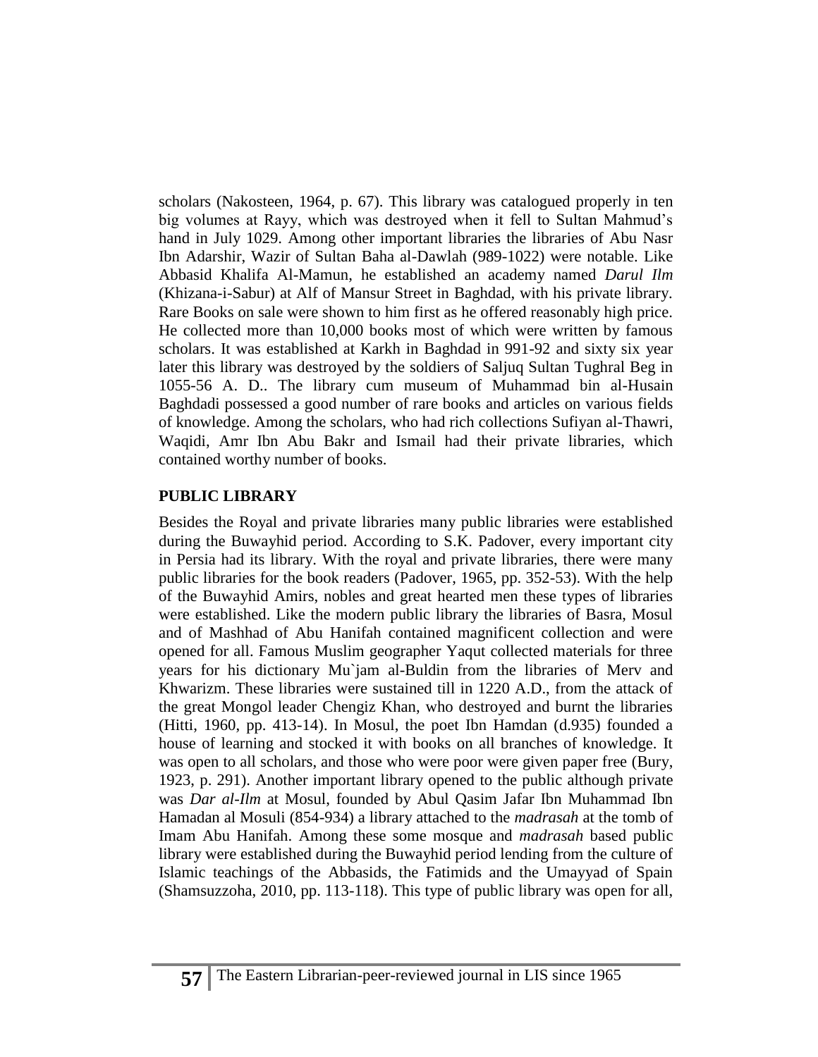scholars (Nakosteen, 1964, p. 67). This library was catalogued properly in ten big volumes at Rayy, which was destroyed when it fell to Sultan Mahmud's hand in July 1029. Among other important libraries the libraries of Abu Nasr Ibn Adarshir, Wazir of Sultan Baha al-Dawlah (989-1022) were notable. Like Abbasid Khalifa Al-Mamun, he established an academy named *Darul Ilm* (Khizana-i-Sabur) at Alf of Mansur Street in Baghdad, with his private library. Rare Books on sale were shown to him first as he offered reasonably high price. He collected more than 10,000 books most of which were written by famous scholars. It was established at Karkh in Baghdad in 991-92 and sixty six year later this library was destroyed by the soldiers of Saljuq Sultan Tughral Beg in 1055-56 A. D.. The library cum museum of Muhammad bin al-Husain Baghdadi possessed a good number of rare books and articles on various fields of knowledge. Among the scholars, who had rich collections Sufiyan al-Thawri, Waqidi, Amr Ibn Abu Bakr and Ismail had their private libraries, which contained worthy number of books.

## PUBLIC LIBRARY

Besides the Royal and private libraries many public libraries were established during the Buwayhid period. According to S.K. Padover, every important city in Persia had its library. With the royal and private libraries, there were many public libraries for the book readers (Padover, 1965, pp. 352-53). With the help of the Buwayhid Amirs, nobles and great hearted men these types of libraries were established. Like the modern public library the libraries of Basra, Mosul and of Mashhad of Abu Hanifah contained magnificent collection and were opened for all. Famous Muslim geographer Yaqut collected materials for three years for his dictionary Mu`jam al-Buldin from the libraries of Merv and Khwarizm. These libraries were sustained till in 1220 A.D., from the attack of the great Mongol leader Chengiz Khan, who destroyed and burnt the libraries (Hitti, 1960, pp. 413-14). In Mosul, the poet Ibn Hamdan (d.935) founded a house of learning and stocked it with books on all branches of knowledge. It was open to all scholars, and those who were poor were given paper free (Bury, 1923, p. 291). Another important library opened to the public although private was *Dar al-Ilm* at Mosul, founded by Abul Qasim Jafar Ibn Muhammad Ibn Hamadan al Mosuli (854-934) a library attached to the *madrasah* at the tomb of Imam Abu Hanifah. Among these some mosque and *madrasah* based public library were established during the Buwayhid period lending from the culture of Islamic teachings of the Abbasids, the Fatimids and the Umayyad of Spain (Shamsuzzoha, 2010, pp. 113-118). This type of public library was open for all,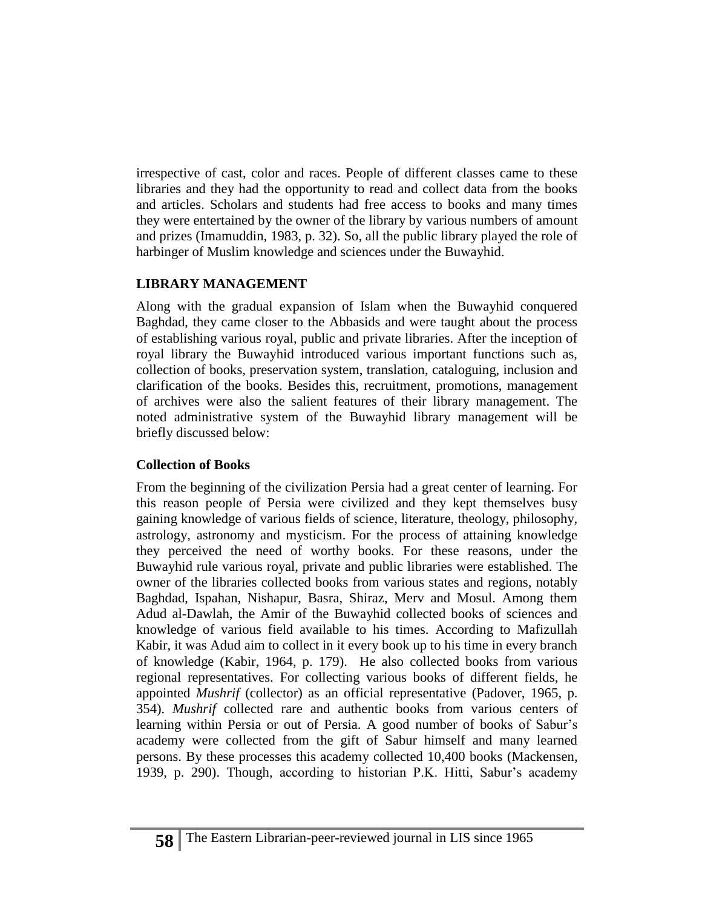irrespective of cast, color and races. People of different classes came to these libraries and they had the opportunity to read and collect data from the books and articles. Scholars and students had free access to books and many times they were entertained by the owner of the library by various numbers of amount and prizes (Imamuddin, 1983, p. 32). So, all the public library played the role of harbinger of Muslim knowledge and sciences under the Buwayhid.

## LIBRARY MANAGEMENT

Along with the gradual expansion of Islam when the Buwayhid conquered Baghdad, they came closer to the Abbasids and were taught about the process of establishing various royal, public and private libraries. After the inception of royal library the Buwayhid introduced various important functions such as, collection of books, preservation system, translation, cataloguing, inclusion and clarification of the books. Besides this, recruitment, promotions, management of archives were also the salient features of their library management. The noted administrative system of the Buwayhid library management will be briefly discussed below:

### Collection of Books

From the beginning of the civilization Persia had a great center of learning. For this reason people of Persia were civilized and they kept themselves busy gaining knowledge of various fields of science, literature, theology, philosophy, astrology, astronomy and mysticism. For the process of attaining knowledge they perceived the need of worthy books. For these reasons, under the Buwayhid rule various royal, private and public libraries were established. The owner of the libraries collected books from various states and regions, notably Baghdad, Ispahan, Nishapur, Basra, Shiraz, Merv and Mosul. Among them Adud al-Dawlah, the Amir of the Buwayhid collected books of sciences and knowledge of various field available to his times. According to Mafizullah Kabir, it was Adud aim to collect in it every book up to his time in every branch of knowledge (Kabir, 1964, p. 179). He also collected books from various regional representatives. For collecting various books of different fields, he appointed *Mushrif* (collector) as an official representative (Padover, 1965, p. 354). *Mushrif* collected rare and authentic books from various centers of learning within Persia or out of Persia. A good number of books of Sabur's academy were collected from the gift of Sabur himself and many learned persons. By these processes this academy collected 10,400 books (Mackensen, 1939, p. 290). Though, according to historian P.K. Hitti, Sabur's academy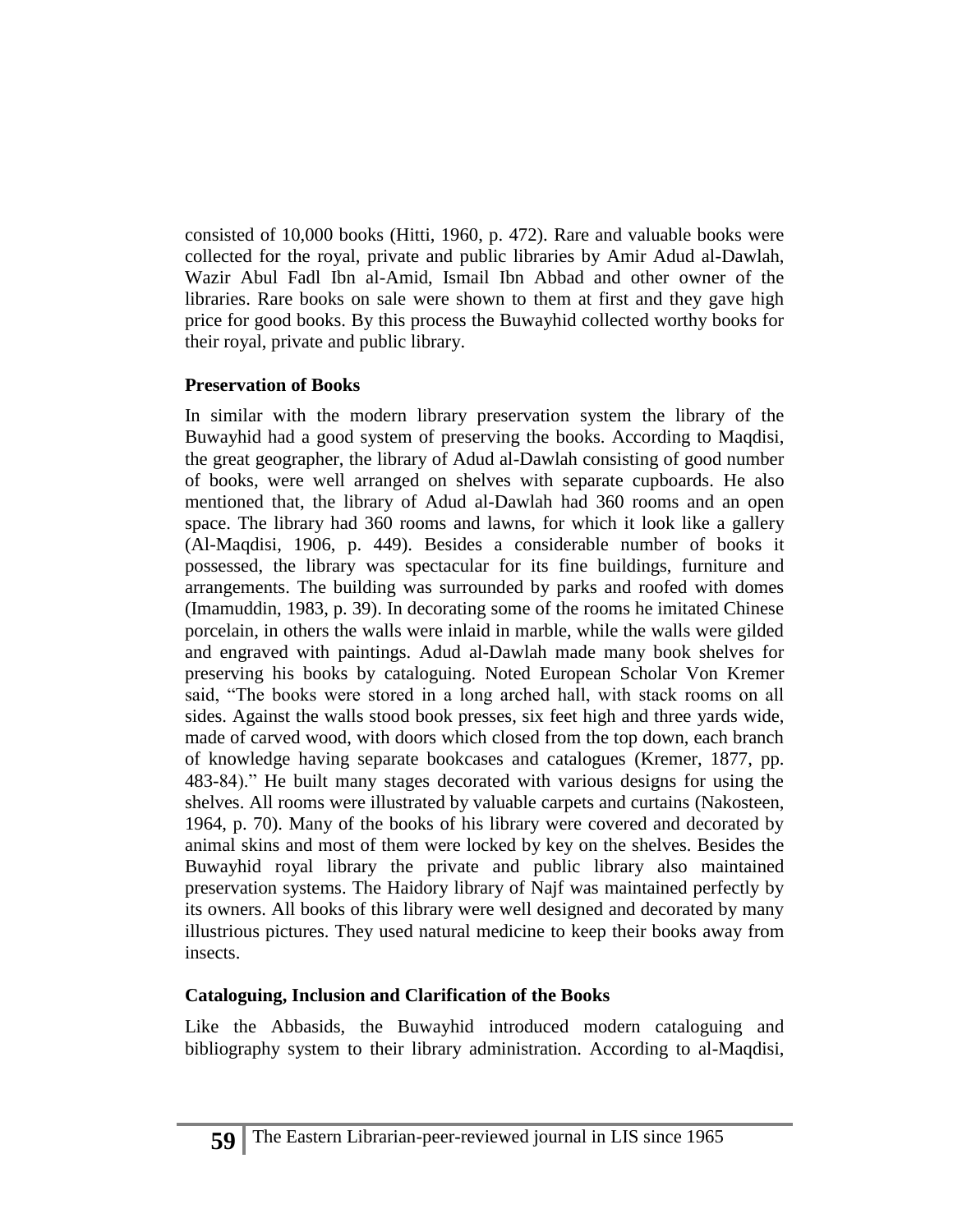consisted of 10,000 books (Hitti, 1960, p. 472). Rare and valuable books were collected for the royal, private and public libraries by Amir Adud al-Dawlah, Wazir Abul Fadl Ibn al-Amid, Ismail Ibn Abbad and other owner of the libraries. Rare books on sale were shown to them at first and they gave high price for good books. By this process the Buwayhid collected worthy books for their royal, private and public library.

**Preservation of Books**

In similar with the modern library preservation system the library of the Buwayhid had a good system of preserving the books. According to Maqdisi, the great geographer, the library of Adud al-Dawlah consisting of good number of books, were well arranged on shelves with separate cupboards. He also mentioned that, the library of Adud al-Dawlah had 360 rooms and an open space. The library had 360 rooms and lawns, for which it look like a gallery (Al-Maqdisi, 1906, p. 449). Besides a considerable number of books it possessed, the library was spectacular for its fine buildings, furniture and arrangements. The building was surrounded by parks and roofed with domes (Imamuddin, 1983, p. 39). In decorating some of the rooms he imitated Chinese porcelain, in others the walls were inlaid in marble, while the walls were gilded and engraved with paintings. Adud al-Dawlah made many book shelves for preserving his books by cataloguing. Noted European Scholar Von Kremer said, "The books were stored in a long arched hall, with stack rooms on all sides. Against the walls stood book presses, six feet high and three yards wide, made of carved wood, with doors which closed from the top down, each branch of knowledge having separate bookcases and catalogues (Kremer, 1877, pp. 483-84)." He built many stages decorated with various designs for using the shelves. All rooms were illustrated by valuable carpets and curtains (Nakosteen, 1964, p. 70). Many of the books of his library were covered and decorated by animal skins and most of them were locked by key on the shelves. Besides the Buwayhid royal library the private and public library also maintained preservation systems. The Haidory library of Najf was maintained perfectly by its owners. All books of this library were well designed and decorated by many illustrious pictures. They used natural medicine to keep their books away from insects.

**Cataloguing, Inclusion and Clarification of the Books**

Like the Abbasids, the Buwayhid introduced modern cataloguing and bibliography system to their library administration. According to al-Maqdisi,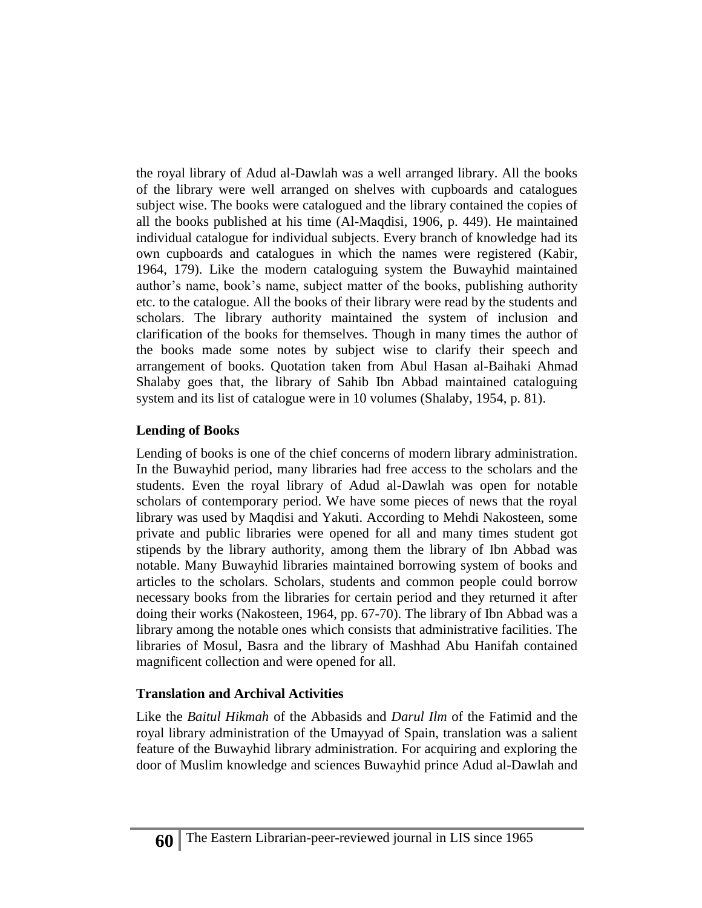the royal library of Adud al-Dawlah was a well arranged library. All the books of the library were well arranged on shelves with cupboards and catalogues subject wise. The books were catalogued and the library contained the copies of all the books published at his time (Al-Maqdisi, 1906, p. 449). He maintained individual catalogue for individual subjects. Every branch of knowledge had its own cupboards and catalogues in which the names were registered (Kabir, 1964, 179). Like the modern cataloguing system the Buwayhid maintained author's name, book's name, subject matter of the books, publishing authority etc. to the catalogue. All the books of their library were read by the students and scholars. The library authority maintained the system of inclusion and clarification of the books for themselves. Though in many times the author of the books made some notes by subject wise to clarify their speech and arrangement of books. Quotation taken from Abul Hasan al-Baihaki Ahmad Shalaby goes that, the library of Sahib Ibn Abbad maintained cataloguing system and its list of catalogue were in 10 volumes (Shalaby, 1954, p. 81).

**Lending of Books**

Lending of books is one of the chief concerns of modern library administration. In the Buwayhid period, many libraries had free access to the scholars and the students. Even the royal library of Adud al-Dawlah was open for notable scholars of contemporary period. We have some pieces of news that the royal library was used by Maqdisi and Yakuti. According to Mehdi Nakosteen, some private and public libraries were opened for all and many times student got stipends by the library authority, among them the library of Ibn Abbad was notable. Many Buwayhid libraries maintained borrowing system of books and articles to the scholars. Scholars, students and common people could borrow necessary books from the libraries for certain period and they returned it after doing their works (Nakosteen, 1964, pp. 67-70). The library of Ibn Abbad was a library among the notable ones which consists that administrative facilities. The libraries of Mosul, Basra and the library of Mashhad Abu Hanifah contained magnificent collection and were opened for all.

**Translation and Archival Activities**

Like the *Baitul Hikmah* of the Abbasids and *Darul Ilm* of the Fatimid and the royal library administration of the Umayyad of Spain, translation was a salient feature of the Buwayhid library administration. For acquiring and exploring the door of Muslim knowledge and sciences Buwayhid prince Adud al-Dawlah and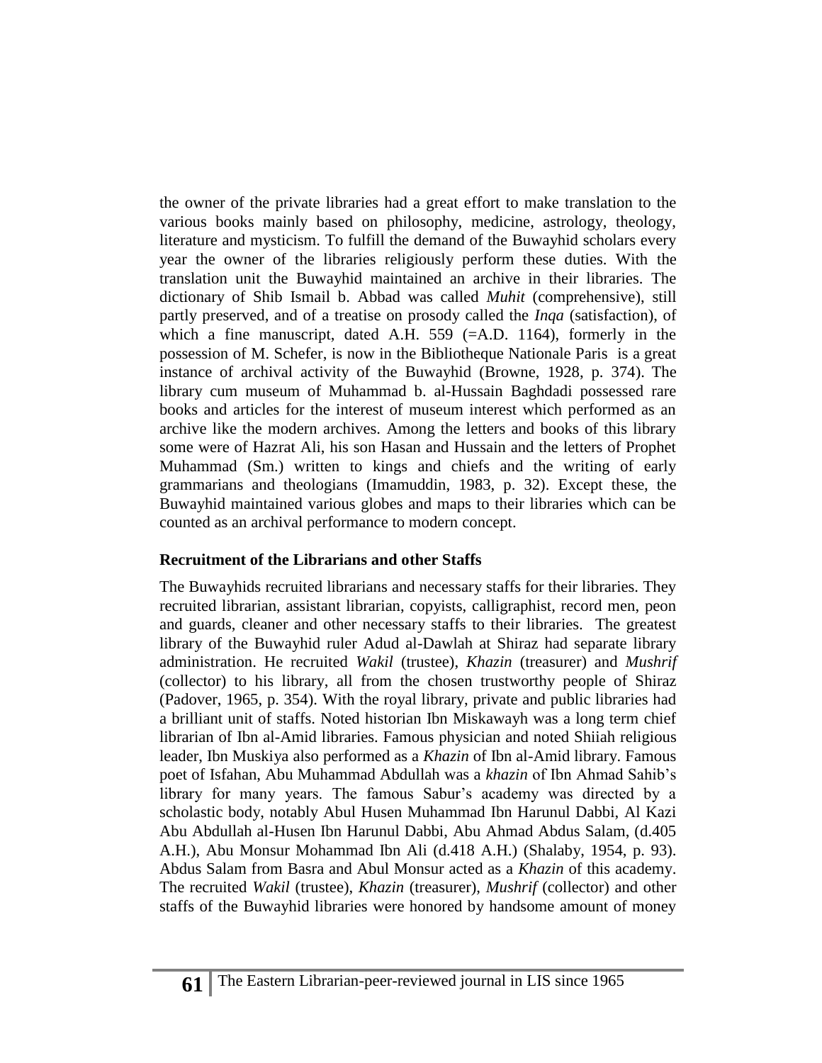the owner of the private libraries had a great effort to make translation to the various books mainly based on philosophy, medicine, astrology, theology, literature and mysticism. To fulfill the demand of the Buwayhid scholars every year the owner of the libraries religiously perform these duties. With the translation unit the Buwayhid maintained an archive in their libraries. The dictionary of Shib Ismail b. Abbad was called *Muhit* (comprehensive), still partly preserved, and of a treatise on prosody called the *Inqa* (satisfaction), of which a fine manuscript, dated A.H. 559 (=A.D. 1164), formerly in the possession of M. Schefer, is now in the Bibliotheque Nationale Paris is a great instance of archival activity of the Buwayhid (Browne, 1928, p. 374). The library cum museum of Muhammad b. al-Hussain Baghdadi possessed rare books and articles for the interest of museum interest which performed as an archive like the modern archives. Among the letters and books of this library some were of Hazrat Ali, his son Hasan and Hussain and the letters of Prophet Muhammad (Sm.) written to kings and chiefs and the writing of early grammarians and theologians (Imamuddin, 1983, p. 32). Except these, the Buwayhid maintained various globes and maps to their libraries which can be counted as an archival performance to modern concept.

## Recruitment of the Librarians and other Staffs

The Buwayhids recruited librarians and necessary staffs for their libraries. They recruited librarian, assistant librarian, copyists, calligraphist, record men, peon and guards, cleaner and other necessary staffs to their libraries. The greatest library of the Buwayhid ruler Adud al-Dawlah at Shiraz had separate library administration. He recruited *Wakil* (trustee), *Khazin* (treasurer) and *Mushrif* (collector) to his library, all from the chosen trustworthy people of Shiraz (Padover, 1965, p. 354). With the royal library, private and public libraries had a brilliant unit of staffs. Noted historian Ibn Miskawayh was a long term chief librarian of Ibn al-Amid libraries. Famous physician and noted Shiiah religious leader, Ibn Muskiya also performed as a *Khazin* of Ibn al-Amid library. Famous poet of Isfahan, Abu Muhammad Abdullah was a *khazin* of Ibn Ahmad Sahib's library for many years. The famous Sabur's academy was directed by a scholastic body, notably Abul Husen Muhammad Ibn Harunul Dabbi, Al Kazi Abu Abdullah al-Husen Ibn Harunul Dabbi, Abu Ahmad Abdus Salam, (d.405 A.H.), Abu Monsur Mohammad Ibn Ali (d.418 A.H.) (Shalaby, 1954, p. 93). Abdus Salam from Basra and Abul Monsur acted as a *Khazin* of this academy. The recruited *Wakil* (trustee), *Khazin* (treasurer), *Mushrif* (collector) and other staffs of the Buwayhid libraries were honored by handsome amount of money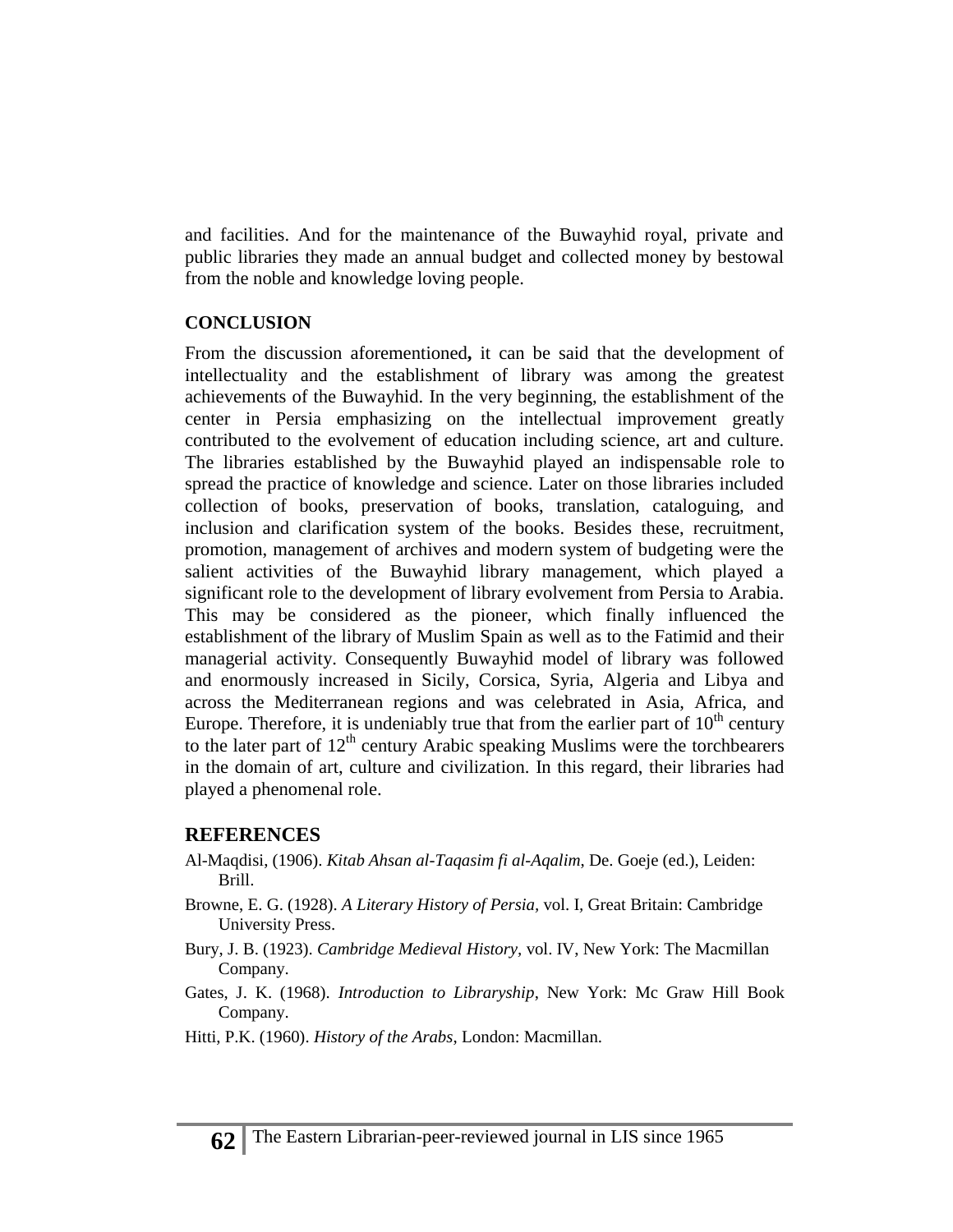and facilities. And for the maintenance of the Buwayhid royal, private and public libraries they made an annual budget and collected money by bestowal from the noble and knowledge loving people.

## CONCLUSION

From the discussion aforementioned**,** it can be said that the development of intellectuality and the establishment of library was among the greatest achievements of the Buwayhid. In the very beginning, the establishment of the center in Persia emphasizing on the intellectual improvement greatly contributed to the evolvement of education including science, art and culture. The libraries established by the Buwayhid played an indispensable role to spread the practice of knowledge and science. Later on those libraries included collection of books, preservation of books, translation, cataloguing, and inclusion and clarification system of the books. Besides these, recruitment, promotion, management of archives and modern system of budgeting were the salient activities of the Buwayhid library management, which played a significant role to the development of library evolvement from Persia to Arabia. This may be considered as the pioneer, which finally influenced the establishment of the library of Muslim Spain as well as to the Fatimid and their managerial activity. Consequently Buwayhid model of library was followed and enormously increased in Sicily, Corsica, Syria, Algeria and Libya and across the Mediterranean regions and was celebrated in Asia, Africa, and Europe. Therefore, it is undeniably true that from the earlier part of 10th century to the later part of 12th century Arabic speaking Muslims were the torchbearers in the domain of art, culture and civilization. In this regard, their libraries had played a phenomenal role.

## REFERENCES

Al-Maqdisi, (1906). *Kitab Ahsan al-Taqasim fi al-Aqalim*, De. Goeje (ed.), Leiden: Brill.

Browne, E. G. (1928). *A Literary History of Persia*, vol. I, Great Britain: Cambridge University Press.

Bury, J. B. (1923). *Cambridge Medieval History*, vol. IV, New York: The Macmillan Company.

Gates, J. K. (1968). *Introduction to Libraryship*, New York: Mc Graw Hill Book Company.

Hitti, P.K. (1960). *History of the Arabs*, London: Macmillan.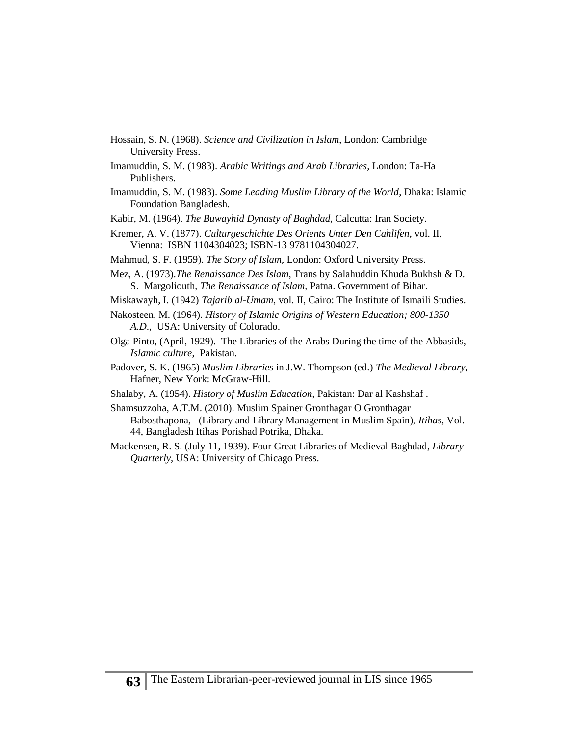Hossain, S. N. (1968). *Science and Civilization in Islam*, London: Cambridge University Press.

Imamuddin, S. M. (1983). *Arabic Writings and Arab Libraries*, London: Ta-Ha Publishers.

Imamuddin, S. M. (1983). *Some Leading Muslim Library of the World*, Dhaka: Islamic Foundation Bangladesh.

Kabir, M. (1964). *The Buwayhid Dynasty of Baghdad,* Calcutta: Iran Society.

Kremer, A. V. (1877). *Culturgeschichte Des Orients Unter Den Cahlifen*, vol. II, Vienna: ISBN 1104304023; ISBN-13 9781104304027.

Mahmud, S. F. (1959). *The Story of Islam,* London: Oxford University Press.

Mez, A. (1973).*The Renaissance Des Islam*, Trans by Salahuddin Khuda Bukhsh & D. S. Margoliouth, *The Renaissance of Islam,* Patna. Government of Bihar.

Miskawayh, I. (1942) *Tajarib al-Umam*, vol. II, Cairo: The Institute of Ismaili Studies.

Nakosteen, M. (1964). *History of Islamic Origins of Western Education; 800-1350 A.D.*, USA: University of Colorado.

Olga Pinto, (April, 1929). The Libraries of the Arabs During the time of the Abbasids, *Islamic culture*, Pakistan.

Padover, S. K. (1965) *Muslim Libraries* in J.W. Thompson (ed.) *The Medieval Library,* Hafner, New York: McGraw-Hill.

Shalaby, A. (1954). *History of Muslim Education*, Pakistan: Dar al Kashshaf .

Shamsuzzoha, A.T.M. (2010). Muslim Spainer Gronthagar O Gronthagar Babosthapona, (Library and Library Management in Muslim Spain), *Itihas,* Vol. 44, Bangladesh Itihas Porishad Potrika, Dhaka.

Mackensen, R. S. (July 11, 1939). Four Great Libraries of Medieval Baghdad, *Library Quarterly*, USA: University of Chicago Press.